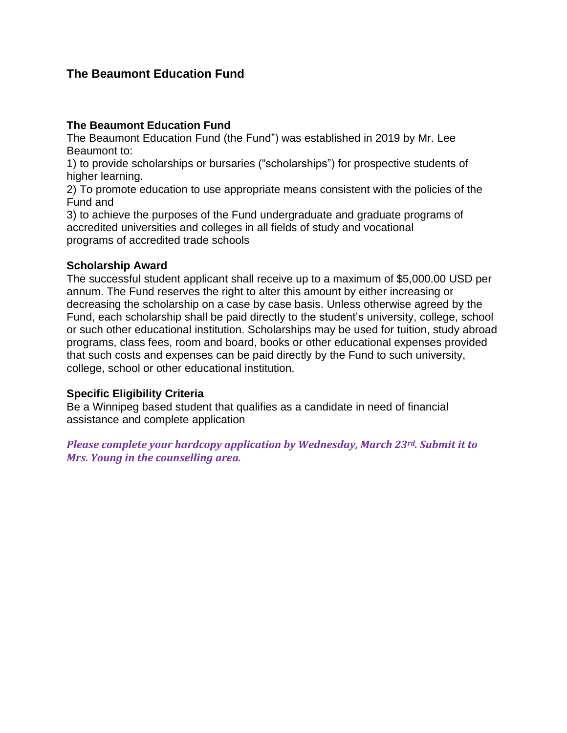# The Beaumont Education Fund

## The Beaumont Education Fund

The Beaumont Education Fund (the Fund") was established in 2019 by Mr. Lee Beaumont to:

1) to provide scholarships or bursaries ("scholarships") for prospective students of higher learning.

2) To promote education to use appropriate means consistent with the policies of the Fund and

3) to achieve the purposes of the Fund undergraduate and graduate programs of accredited universities and colleges in all fields of study and vocational programs of accredited trade schools

## Scholarship Award

The successful student applicant shall receive up to a maximum of $5,000.00 USD per annum. The Fund reserves the right to alter this amount by either increasing or decreasing the scholarship on a case by case basis. Unless otherwise agreed by the Fund, each scholarship shall be paid directly to the student's university, college, school or such other educational institution. Scholarships may be used for tuition, study abroad programs, class fees, room and board, books or other educational expenses provided that such costs and expenses can be paid directly by the Fund to such university, college, school or other educational institution.

## Specific Eligibility Criteria

Be a Winnipeg based student that qualifies as a candidate in need of financial assistance and complete application

***Please complete your hardcopy application by Wednesday, March 23rd. Submit it to Mrs. Young in the counselling area.***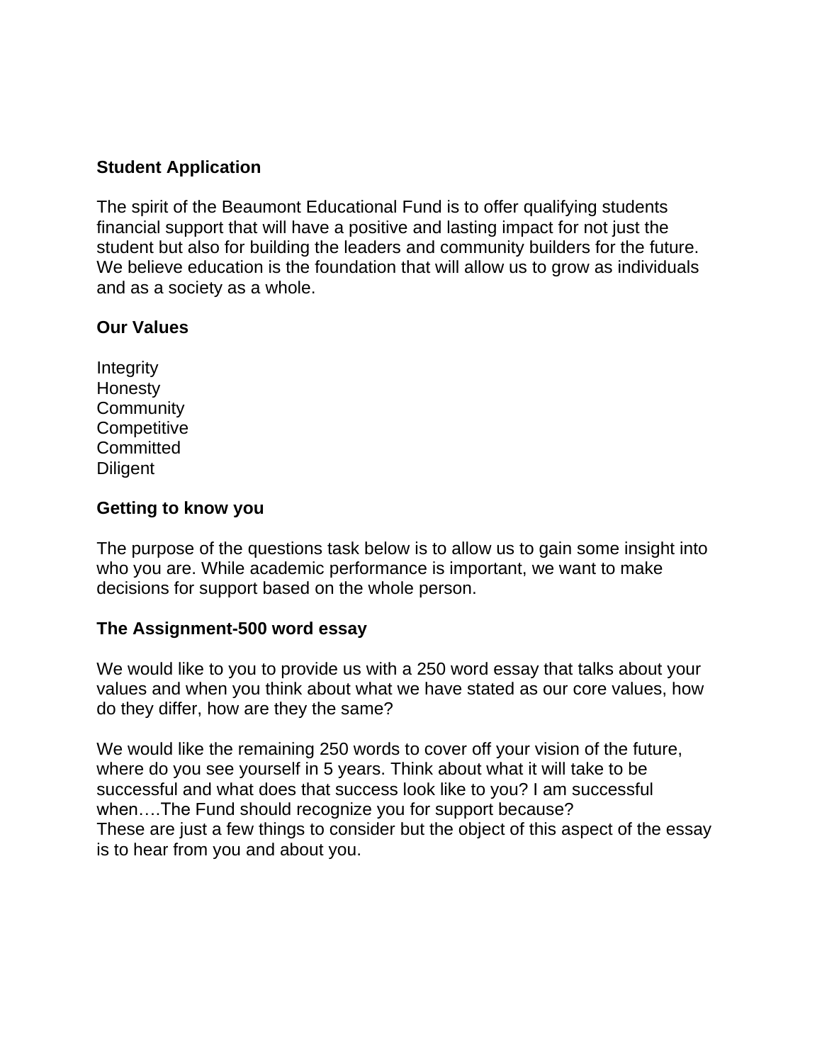**Student Application**

The spirit of the Beaumont Educational Fund is to offer qualifying students financial support that will have a positive and lasting impact for not just the student but also for building the leaders and community builders for the future. We believe education is the foundation that will allow us to grow as individuals and as a society as a whole.

**Our Values**

Integrity
Honesty
Community
Competitive
Committed
Diligent

**Getting to know you**

The purpose of the questions task below is to allow us to gain some insight into who you are. While academic performance is important, we want to make decisions for support based on the whole person.

**The Assignment-500 word essay**

We would like to you to provide us with a 250 word essay that talks about your values and when you think about what we have stated as our core values, how do they differ, how are they the same?

We would like the remaining 250 words to cover off your vision of the future, where do you see yourself in 5 years. Think about what it will take to be successful and what does that success look like to you? I am successful when….The Fund should recognize you for support because?
These are just a few things to consider but the object of this aspect of the essay is to hear from you and about you.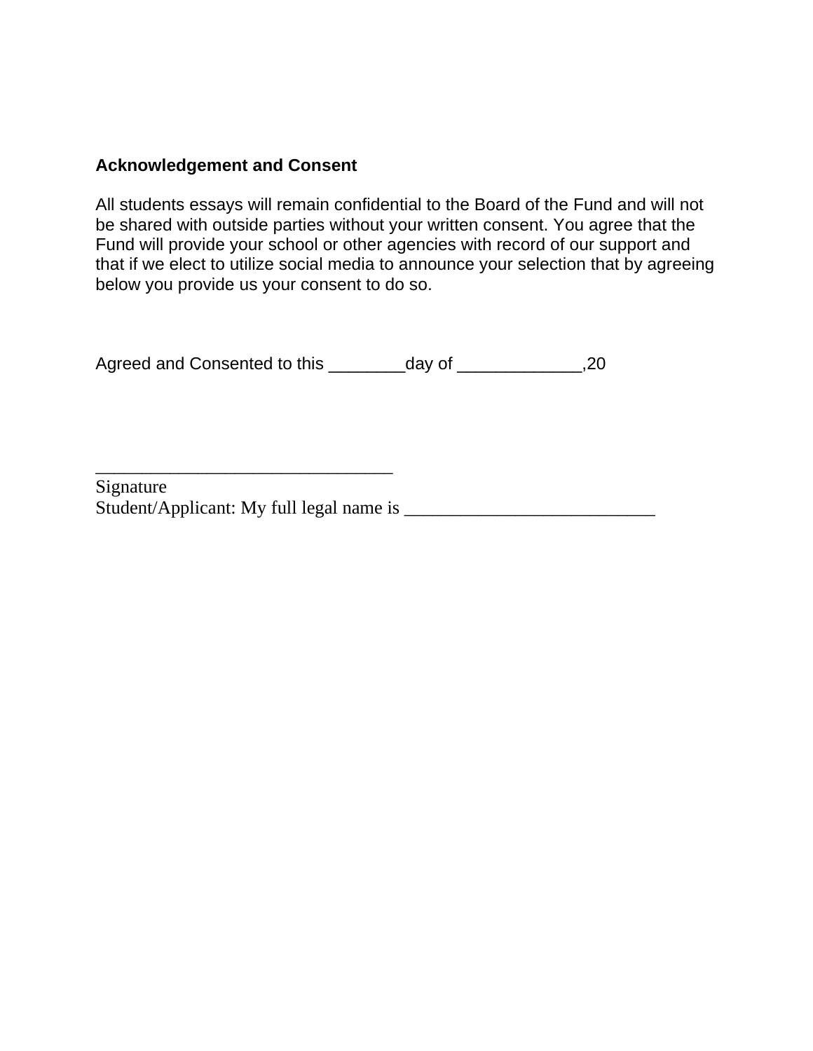**Acknowledgement and Consent**

All students essays will remain confidential to the Board of the Fund and will not be shared with outside parties without your written consent. You agree that the Fund will provide your school or other agencies with record of our support and that if we elect to utilize social media to announce your selection that by agreeing below you provide us your consent to do so.

Agreed and Consented to this ________day of _____________,20

________________________________
Signature
Student/Applicant: My full legal name is ___________________________